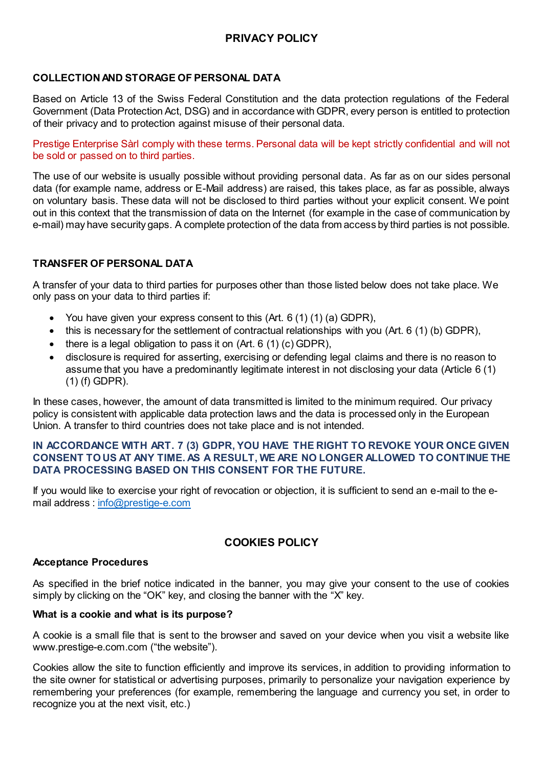# PRIVACY POLICY

## COLLECTION AND STORAGE OF PERSONAL DATA

Based on Article 13 of the Swiss Federal Constitution and the data protection regulations of the Federal Government (Data Protection Act, DSG) and in accordance with GDPR, every person is entitled to protection of their privacy and to protection against misuse of their personal data.

Prestige Enterprise Sàrl comply with these terms. Personal data will be kept strictly confidential and will not be sold or passed on to third parties.

The use of our website is usually possible without providing personal data. As far as on our sides personal data (for example name, address or E-Mail address) are raised, this takes place, as far as possible, always on voluntary basis. These data will not be disclosed to third parties without your explicit consent. We point out in this context that the transmission of data on the Internet (for example in the case of communication by e-mail) may have security gaps. A complete protection of the data from access by third parties is not possible.

## TRANSFER OF PERSONAL DATA

A transfer of your data to third parties for purposes other than those listed below does not take place. We only pass on your data to third parties if:

- You have given your express consent to this (Art. 6 (1) (1) (a) GDPR),
- this is necessary for the settlement of contractual relationships with you (Art. 6 (1) (b) GDPR),
- there is a legal obligation to pass it on (Art. 6 (1) (c) GDPR),
- disclosure is required for asserting, exercising or defending legal claims and there is no reason to assume that you have a predominantly legitimate interest in not disclosing your data (Article 6 (1) (1) (f) GDPR).

In these cases, however, the amount of data transmitted is limited to the minimum required. Our privacy policy is consistent with applicable data protection laws and the data is processed only in the European Union. A transfer to third countries does not take place and is not intended.

**IN ACCORDANCE WITH ART. 7 (3) GDPR, YOU HAVE THE RIGHT TO REVOKE YOUR ONCE GIVEN CONSENT TO US AT ANY TIME. AS A RESULT, WE ARE NO LONGER ALLOWED TO CONTINUE THE DATA PROCESSING BASED ON THIS CONSENT FOR THE FUTURE.**

If you would like to exercise your right of revocation or objection, it is sufficient to send an e-mail to the e-mail address : info@prestige-e.com

# COOKIES POLICY

### Acceptance Procedures

As specified in the brief notice indicated in the banner, you may give your consent to the use of cookies simply by clicking on the "OK" key, and closing the banner with the "X" key.

### What is a cookie and what is its purpose?

A cookie is a small file that is sent to the browser and saved on your device when you visit a website like www.prestige-e.com.com ("the website").

Cookies allow the site to function efficiently and improve its services, in addition to providing information to the site owner for statistical or advertising purposes, primarily to personalize your navigation experience by remembering your preferences (for example, remembering the language and currency you set, in order to recognize you at the next visit, etc.)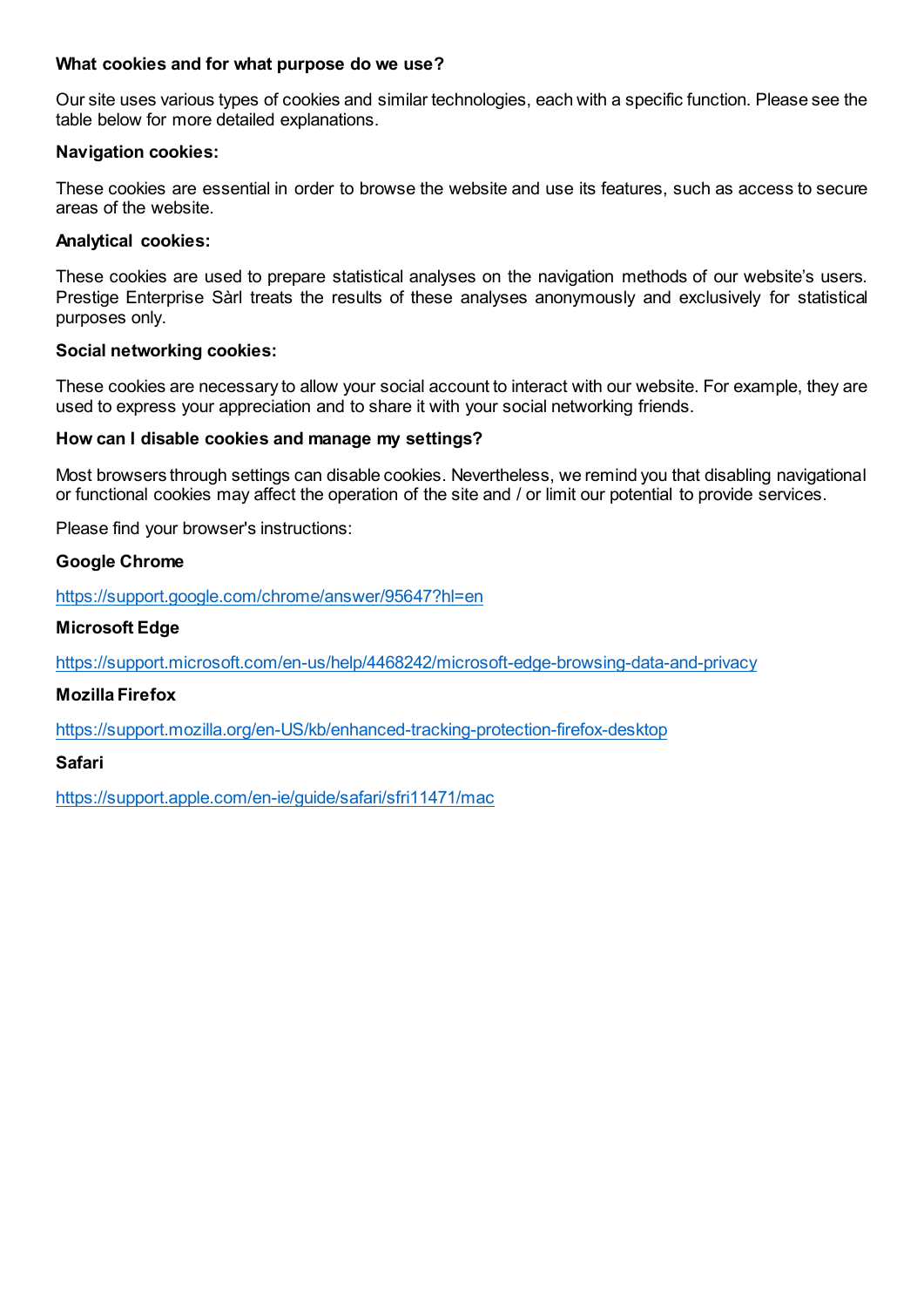**What cookies and for what purpose do we use?**

Our site uses various types of cookies and similar technologies, each with a specific function. Please see the table below for more detailed explanations.

**Navigation cookies:**

These cookies are essential in order to browse the website and use its features, such as access to secure areas of the website.

**Analytical cookies:**

These cookies are used to prepare statistical analyses on the navigation methods of our website's users. Prestige Enterprise Sàrl treats the results of these analyses anonymously and exclusively for statistical purposes only.

**Social networking cookies:**

These cookies are necessary to allow your social account to interact with our website. For example, they are used to express your appreciation and to share it with your social networking friends.

**How can I disable cookies and manage my settings?**

Most browsers through settings can disable cookies. Nevertheless, we remind you that disabling navigational or functional cookies may affect the operation of the site and / or limit our potential to provide services.

Please find your browser's instructions:

**Google Chrome**

https://support.google.com/chrome/answer/95647?hl=en

**Microsoft Edge**

https://support.microsoft.com/en-us/help/4468242/microsoft-edge-browsing-data-and-privacy

**Mozilla Firefox**

https://support.mozilla.org/en-US/kb/enhanced-tracking-protection-firefox-desktop

**Safari**

https://support.apple.com/en-ie/guide/safari/sfri11471/mac